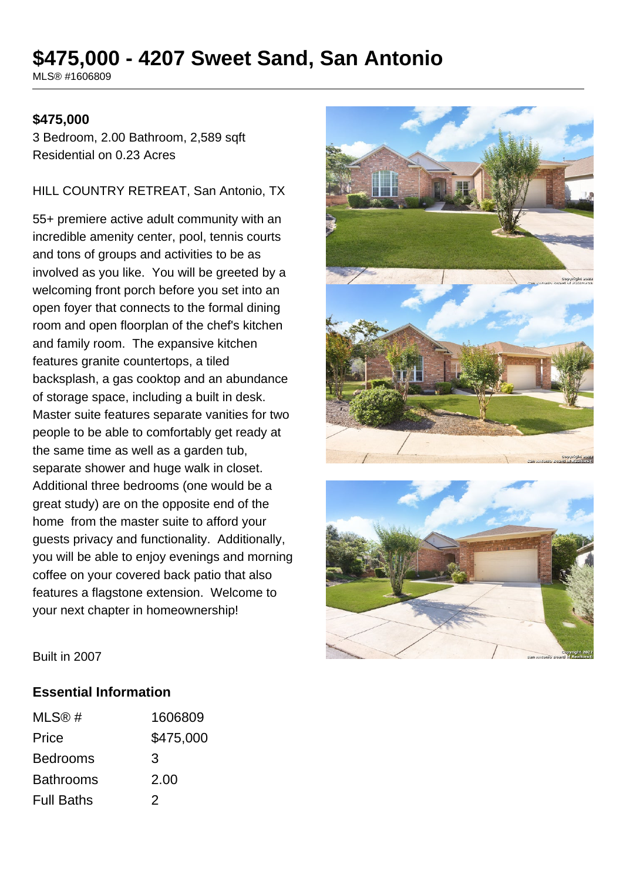# $475,000 - 4207 Sweet Sand, San Antonio

MLS® #1606809

**$475,000**

3 Bedroom, 2.00 Bathroom, 2,589 sqft
Residential on 0.23 Acres

HILL COUNTRY RETREAT, San Antonio, TX

55+ premiere active adult community with an incredible amenity center, pool, tennis courts and tons of groups and activities to be as involved as you like. You will be greeted by a welcoming front porch before you set into an open foyer that connects to the formal dining room and open floorplan of the chef's kitchen and family room. The expansive kitchen features granite countertops, a tiled backsplash, a gas cooktop and an abundance of storage space, including a built in desk. Master suite features separate vanities for two people to be able to comfortably get ready at the same time as well as a garden tub, separate shower and huge walk in closet. Additional three bedrooms (one would be a great study) are on the opposite end of the home from the master suite to afford your guests privacy and functionality. Additionally, you will be able to enjoy evenings and morning coffee on your covered back patio that also features a flagstone extension. Welcome to your next chapter in homeownership!

Built in 2007

## Essential Information

| | |
|---|---|
| MLS® # | 1606809 |
| Price | $475,000 |
| Bedrooms | 3 |
| Bathrooms | 2.00 |
| Full Baths | 2 |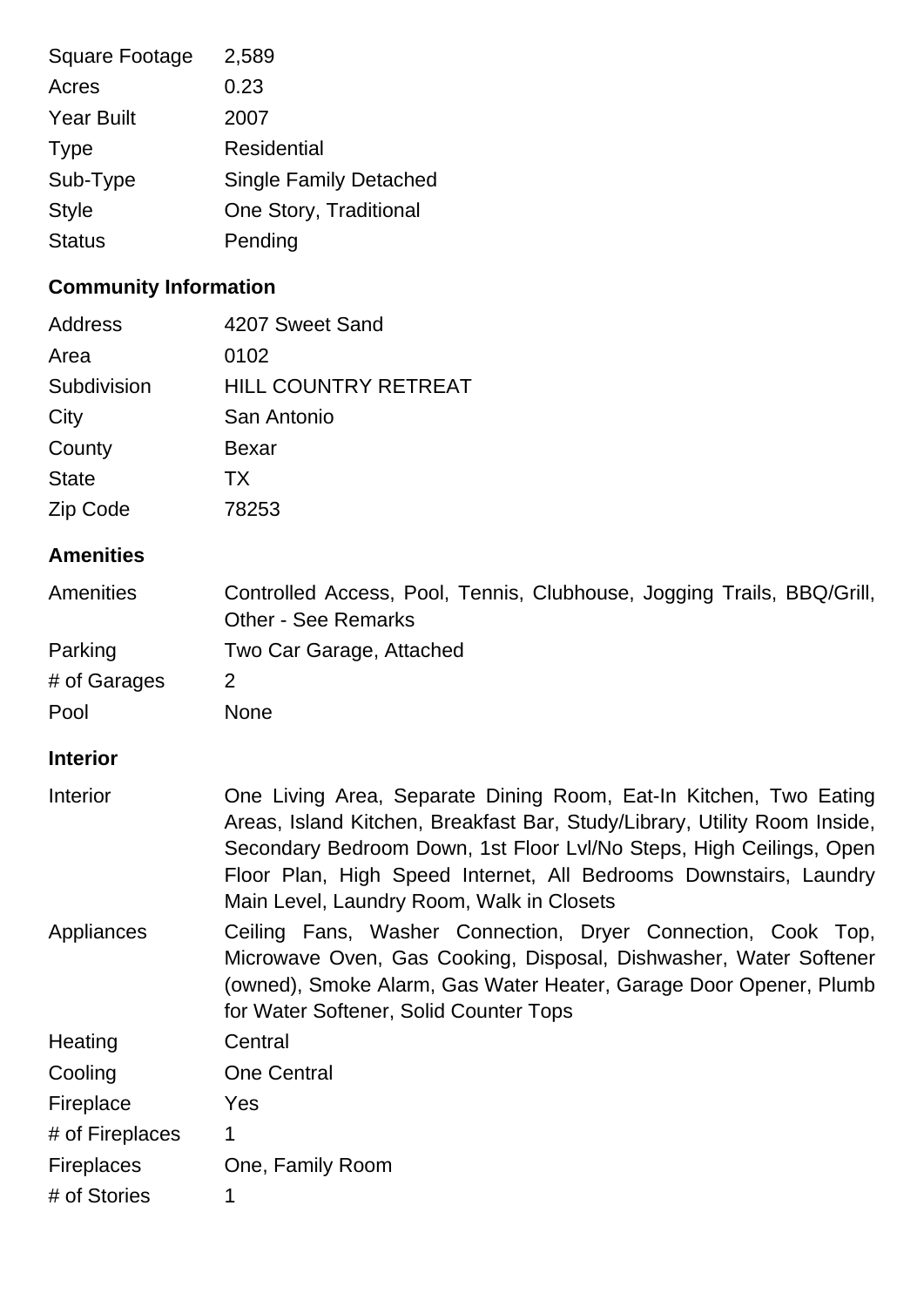| | |
|---|---|
| Square Footage | 2,589 |
| Acres | 0.23 |
| Year Built | 2007 |
| Type | Residential |
| Sub-Type | Single Family Detached |
| Style | One Story, Traditional |
| Status | Pending |

## Community Information

| | |
|---|---|
| Address | 4207 Sweet Sand |
| Area | 0102 |
| Subdivision | HILL COUNTRY RETREAT |
| City | San Antonio |
| County | Bexar |
| State | TX |
| Zip Code | 78253 |

## Amenities

| | |
|---|---|
| Amenities | Controlled Access, Pool, Tennis, Clubhouse, Jogging Trails, BBQ/Grill, Other - See Remarks |
| Parking | Two Car Garage, Attached |
| # of Garages | 2 |
| Pool | None |

## Interior

| | |
|---|---|
| Interior | One Living Area, Separate Dining Room, Eat-In Kitchen, Two Eating Areas, Island Kitchen, Breakfast Bar, Study/Library, Utility Room Inside, Secondary Bedroom Down, 1st Floor Lvl/No Steps, High Ceilings, Open Floor Plan, High Speed Internet, All Bedrooms Downstairs, Laundry Main Level, Laundry Room, Walk in Closets |
| Appliances | Ceiling Fans, Washer Connection, Dryer Connection, Cook Top, Microwave Oven, Gas Cooking, Disposal, Dishwasher, Water Softener (owned), Smoke Alarm, Gas Water Heater, Garage Door Opener, Plumb for Water Softener, Solid Counter Tops |
| Heating | Central |
| Cooling | One Central |
| Fireplace | Yes |
| # of Fireplaces | 1 |
| Fireplaces | One, Family Room |
| # of Stories | 1 |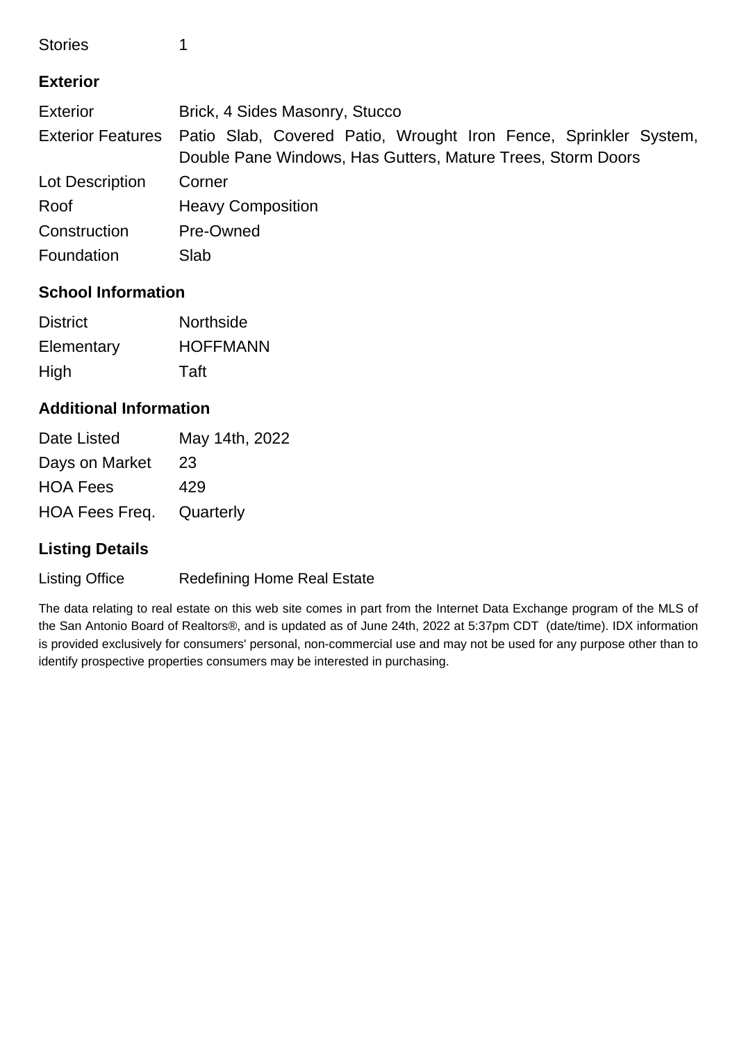| | |
|---|---|
| Stories | 1 |

## Exterior

| | |
|---|---|
| Exterior | Brick, 4 Sides Masonry, Stucco |
| Exterior Features | Patio Slab, Covered Patio, Wrought Iron Fence, Sprinkler System, Double Pane Windows, Has Gutters, Mature Trees, Storm Doors |
| Lot Description | Corner |
| Roof | Heavy Composition |
| Construction | Pre-Owned |
| Foundation | Slab |

## School Information

| | |
|---|---|
| District | Northside |
| Elementary | HOFFMANN |
| High | Taft |

## Additional Information

| | |
|---|---|
| Date Listed | May 14th, 2022 |
| Days on Market | 23 |
| HOA Fees | 429 |
| HOA Fees Freq. | Quarterly |

## Listing Details

| | |
|---|---|
| Listing Office | Redefining Home Real Estate |

The data relating to real estate on this web site comes in part from the Internet Data Exchange program of the MLS of the San Antonio Board of Realtors®, and is updated as of June 24th, 2022 at 5:37pm CDT (date/time). IDX information is provided exclusively for consumers' personal, non-commercial use and may not be used for any purpose other than to identify prospective properties consumers may be interested in purchasing.